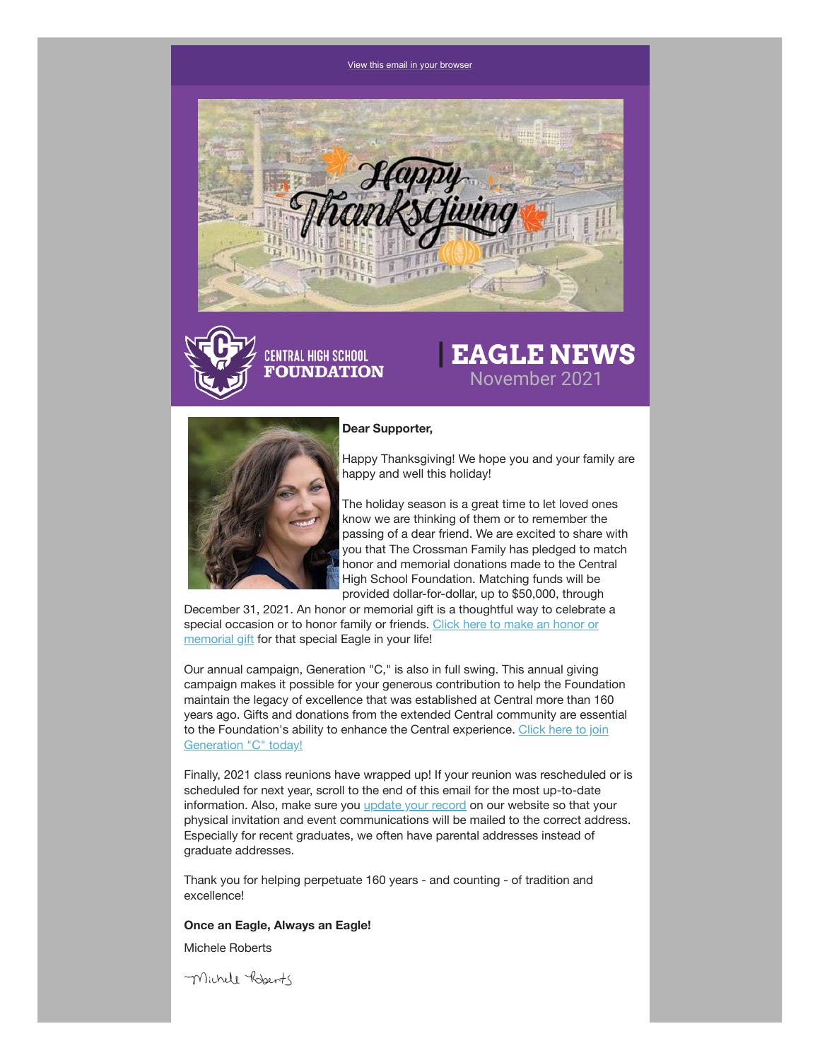View this email in your browser

Happy Thanksgiving

CENTRAL HIGH SCHOOL FOUNDATION

# EAGLE NEWS

November 2021

**Dear Supporter,**

Happy Thanksgiving! We hope you and your family are happy and well this holiday!

The holiday season is a great time to let loved ones know we are thinking of them or to remember the passing of a dear friend. We are excited to share with you that The Crossman Family has pledged to match honor and memorial donations made to the Central High School Foundation. Matching funds will be provided dollar-for-dollar, up to $50,000, through December 31, 2021. An honor or memorial gift is a thoughtful way to celebrate a special occasion or to honor family or friends. Click here to make an honor or memorial gift for that special Eagle in your life!

Our annual campaign, Generation "C," is also in full swing. This annual giving campaign makes it possible for your generous contribution to help the Foundation maintain the legacy of excellence that was established at Central more than 160 years ago. Gifts and donations from the extended Central community are essential to the Foundation's ability to enhance the Central experience. Click here to join Generation "C" today!

Finally, 2021 class reunions have wrapped up! If your reunion was rescheduled or is scheduled for next year, scroll to the end of this email for the most up-to-date information. Also, make sure you update your record on our website so that your physical invitation and event communications will be mailed to the correct address. Especially for recent graduates, we often have parental addresses instead of graduate addresses.

Thank you for helping perpetuate 160 years - and counting - of tradition and excellence!

**Once an Eagle, Always an Eagle!**

Michele Roberts

Michele Roberts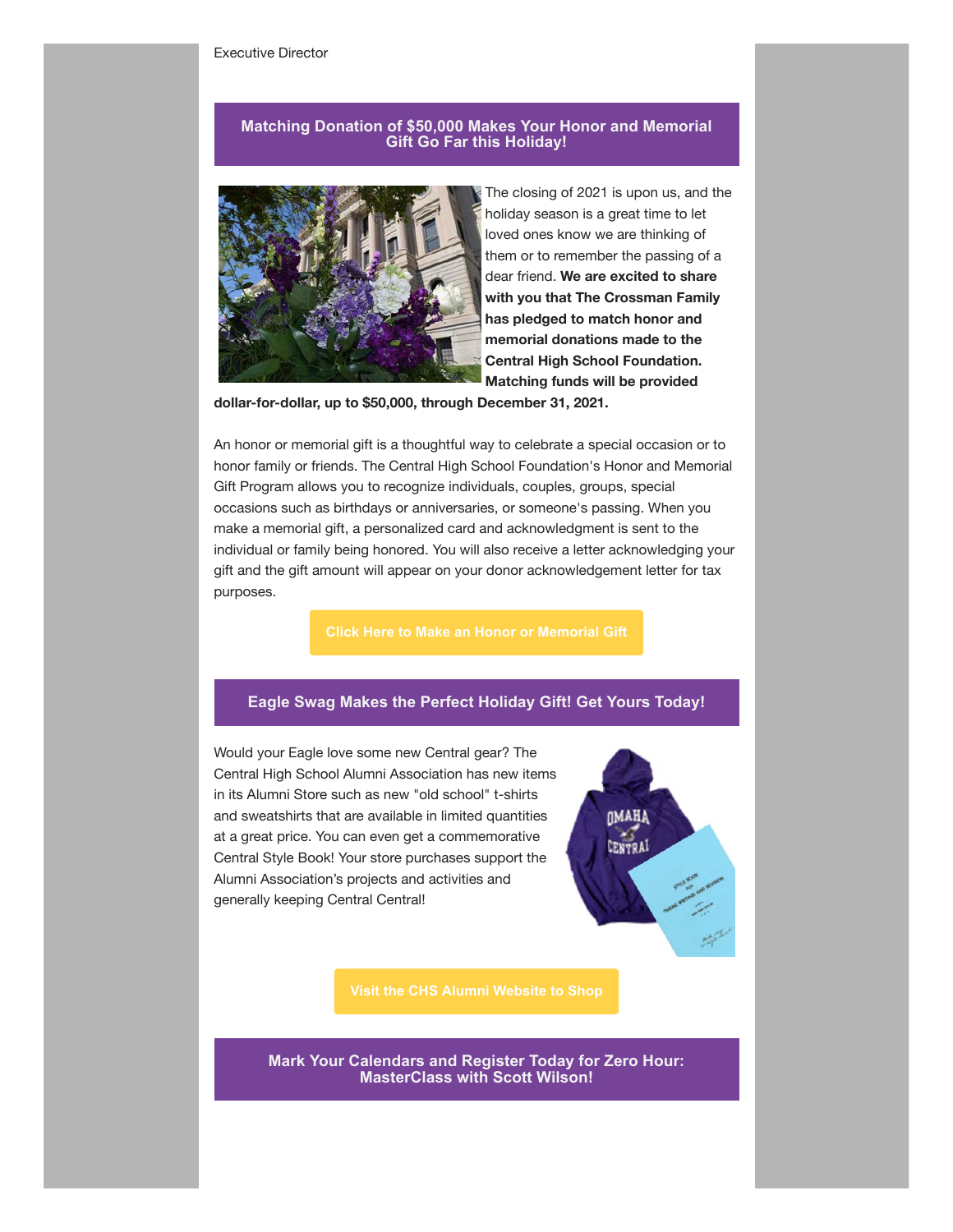Executive Director

## Matching Donation of $50,000 Makes Your Honor and Memorial Gift Go Far this Holiday!

The closing of 2021 is upon us, and the holiday season is a great time to let loved ones know we are thinking of them or to remember the passing of a dear friend. **We are excited to share with you that The Crossman Family has pledged to match honor and memorial donations made to the Central High School Foundation. Matching funds will be provided dollar-for-dollar, up to $50,000, through December 31, 2021.**

An honor or memorial gift is a thoughtful way to celebrate a special occasion or to honor family or friends. The Central High School Foundation's Honor and Memorial Gift Program allows you to recognize individuals, couples, groups, special occasions such as birthdays or anniversaries, or someone's passing. When you make a memorial gift, a personalized card and acknowledgment is sent to the individual or family being honored. You will also receive a letter acknowledging your gift and the gift amount will appear on your donor acknowledgement letter for tax purposes.

**Click Here to Make an Honor or Memorial Gift**

## Eagle Swag Makes the Perfect Holiday Gift! Get Yours Today!

Would your Eagle love some new Central gear? The Central High School Alumni Association has new items in its Alumni Store such as new "old school" t-shirts and sweatshirts that are available in limited quantities at a great price. You can even get a commemorative Central Style Book! Your store purchases support the Alumni Association's projects and activities and generally keeping Central Central!

**Visit the CHS Alumni Website to Shop**

## Mark Your Calendars and Register Today for Zero Hour: MasterClass with Scott Wilson!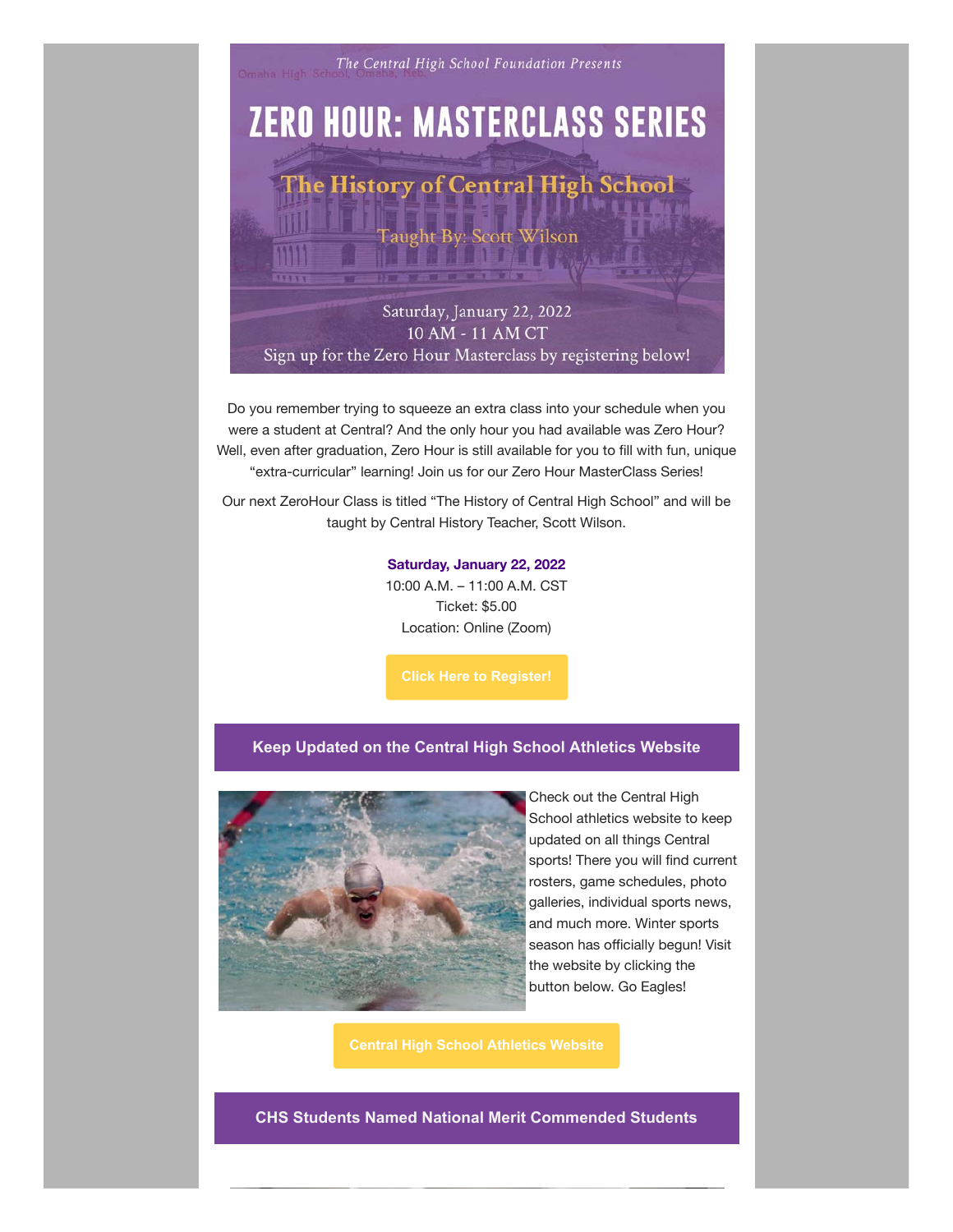The Central High School Foundation Presents

# ZERO HOUR: MASTERCLASS SERIES

## The History of Central High School

Taught By: Scott Wilson

Saturday, January 22, 2022
10 AM - 11 AM CT
Sign up for the Zero Hour Masterclass by registering below!

Do you remember trying to squeeze an extra class into your schedule when you were a student at Central? And the only hour you had available was Zero Hour? Well, even after graduation, Zero Hour is still available for you to fill with fun, unique “extra-curricular” learning! Join us for our Zero Hour MasterClass Series!

Our next ZeroHour Class is titled “The History of Central High School” and will be taught by Central History Teacher, Scott Wilson.

**Saturday, January 22, 2022**
10:00 A.M. – 11:00 A.M. CST
Ticket: $5.00
Location: Online (Zoom)

**Click Here to Register!**

## Keep Updated on the Central High School Athletics Website

Check out the Central High School athletics website to keep updated on all things Central sports! There you will find current rosters, game schedules, photo galleries, individual sports news, and much more. Winter sports season has officially begun! Visit the website by clicking the button below. Go Eagles!

**Central High School Athletics Website**

## CHS Students Named National Merit Commended Students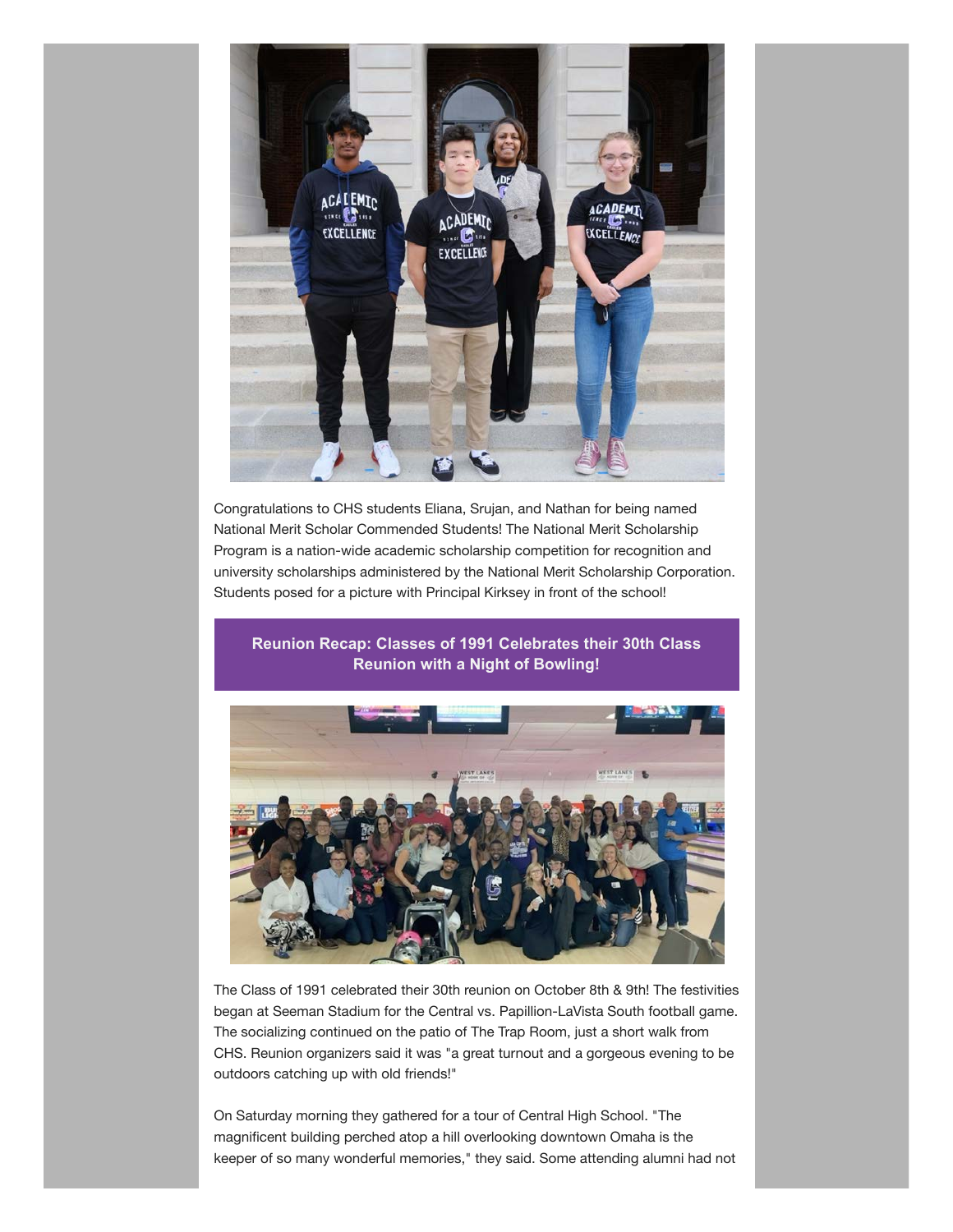Congratulations to CHS students Eliana, Srujan, and Nathan for being named National Merit Scholar Commended Students! The National Merit Scholarship Program is a nation-wide academic scholarship competition for recognition and university scholarships administered by the National Merit Scholarship Corporation. Students posed for a picture with Principal Kirksey in front of the school!

## Reunion Recap: Classes of 1991 Celebrates their 30th Class Reunion with a Night of Bowling!

The Class of 1991 celebrated their 30th reunion on October 8th & 9th! The festivities began at Seeman Stadium for the Central vs. Papillion-LaVista South football game. The socializing continued on the patio of The Trap Room, just a short walk from CHS. Reunion organizers said it was "a great turnout and a gorgeous evening to be outdoors catching up with old friends!"

On Saturday morning they gathered for a tour of Central High School. "The magnificent building perched atop a hill overlooking downtown Omaha is the keeper of so many wonderful memories," they said. Some attending alumni had not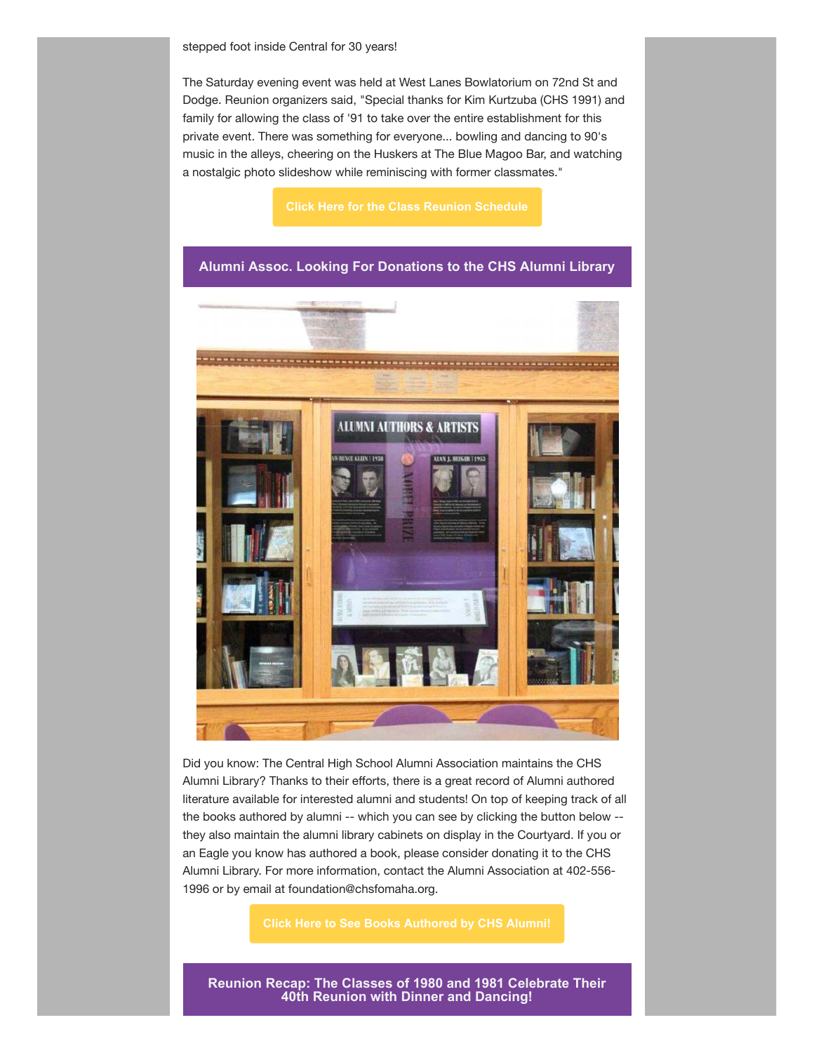stepped foot inside Central for 30 years!

The Saturday evening event was held at West Lanes Bowlatorium on 72nd St and Dodge. Reunion organizers said, "Special thanks for Kim Kurtzuba (CHS 1991) and family for allowing the class of '91 to take over the entire establishment for this private event. There was something for everyone... bowling and dancing to 90's music in the alleys, cheering on the Huskers at The Blue Magoo Bar, and watching a nostalgic photo slideshow while reminiscing with former classmates."

**Click Here for the Class Reunion Schedule**

## Alumni Assoc. Looking For Donations to the CHS Alumni Library

Did you know: The Central High School Alumni Association maintains the CHS Alumni Library? Thanks to their efforts, there is a great record of Alumni authored literature available for interested alumni and students! On top of keeping track of all the books authored by alumni -- which you can see by clicking the button below -- they also maintain the alumni library cabinets on display in the Courtyard. If you or an Eagle you know has authored a book, please consider donating it to the CHS Alumni Library. For more information, contact the Alumni Association at 402-556-1996 or by email at foundation@chsfomaha.org.

**Click Here to See Books Authored by CHS Alumni!**

## Reunion Recap: The Classes of 1980 and 1981 Celebrate Their 40th Reunion with Dinner and Dancing!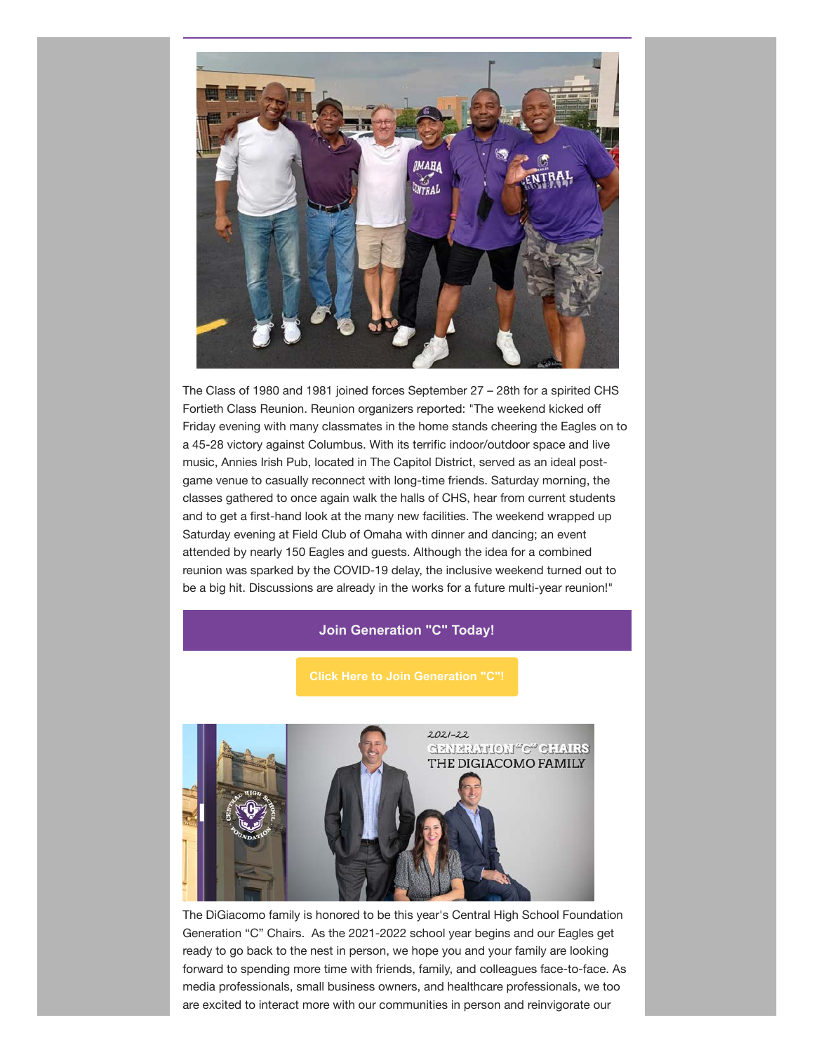The Class of 1980 and 1981 joined forces September 27 – 28th for a spirited CHS Fortieth Class Reunion. Reunion organizers reported: "The weekend kicked off Friday evening with many classmates in the home stands cheering the Eagles on to a 45-28 victory against Columbus. With its terrific indoor/outdoor space and live music, Annies Irish Pub, located in The Capitol District, served as an ideal post-game venue to casually reconnect with long-time friends. Saturday morning, the classes gathered to once again walk the halls of CHS, hear from current students and to get a first-hand look at the many new facilities. The weekend wrapped up Saturday evening at Field Club of Omaha with dinner and dancing; an event attended by nearly 150 Eagles and guests. Although the idea for a combined reunion was sparked by the COVID-19 delay, the inclusive weekend turned out to be a big hit. Discussions are already in the works for a future multi-year reunion!"

## Join Generation "C" Today!

**Click Here to Join Generation "C"!**

The DiGiacomo family is honored to be this year's Central High School Foundation Generation "C" Chairs. As the 2021-2022 school year begins and our Eagles get ready to go back to the nest in person, we hope you and your family are looking forward to spending more time with friends, family, and colleagues face-to-face. As media professionals, small business owners, and healthcare professionals, we too are excited to interact more with our communities in person and reinvigorate our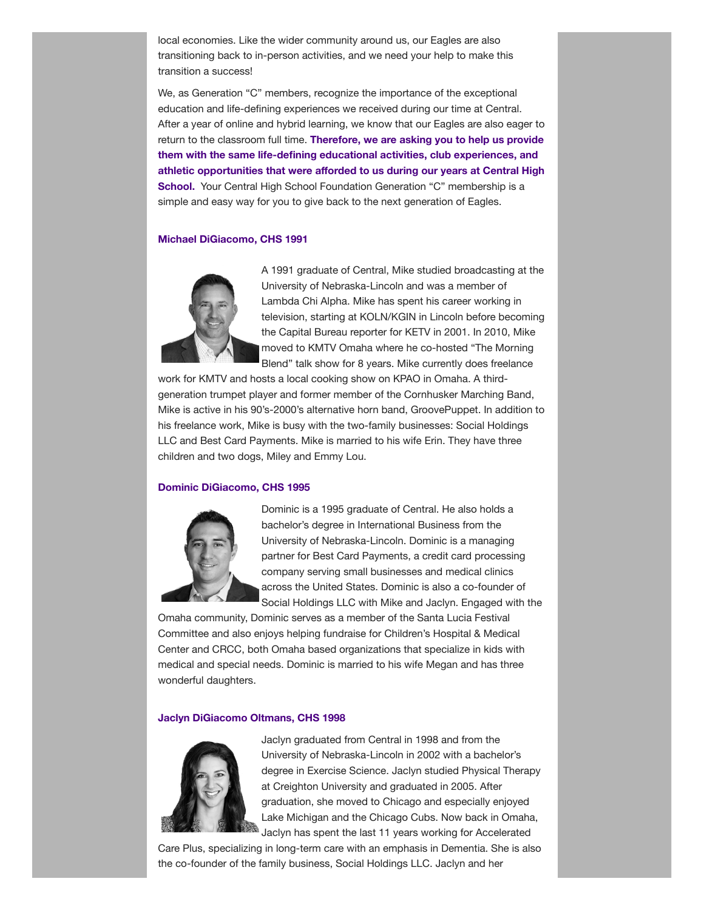local economies. Like the wider community around us, our Eagles are also transitioning back to in-person activities, and we need your help to make this transition a success!

We, as Generation "C" members, recognize the importance of the exceptional education and life-defining experiences we received during our time at Central. After a year of online and hybrid learning, we know that our Eagles are also eager to return to the classroom full time. **Therefore, we are asking you to help us provide them with the same life-defining educational activities, club experiences, and athletic opportunities that were afforded to us during our years at Central High School.** Your Central High School Foundation Generation "C" membership is a simple and easy way for you to give back to the next generation of Eagles.

**Michael DiGiacomo, CHS 1991**

A 1991 graduate of Central, Mike studied broadcasting at the University of Nebraska-Lincoln and was a member of Lambda Chi Alpha. Mike has spent his career working in television, starting at KOLN/KGIN in Lincoln before becoming the Capital Bureau reporter for KETV in 2001. In 2010, Mike moved to KMTV Omaha where he co-hosted "The Morning Blend" talk show for 8 years. Mike currently does freelance work for KMTV and hosts a local cooking show on KPAO in Omaha. A third-generation trumpet player and former member of the Cornhusker Marching Band, Mike is active in his 90's-2000's alternative horn band, GroovePuppet. In addition to his freelance work, Mike is busy with the two-family businesses: Social Holdings LLC and Best Card Payments. Mike is married to his wife Erin. They have three children and two dogs, Miley and Emmy Lou.

**Dominic DiGiacomo, CHS 1995**

Dominic is a 1995 graduate of Central. He also holds a bachelor's degree in International Business from the University of Nebraska-Lincoln. Dominic is a managing partner for Best Card Payments, a credit card processing company serving small businesses and medical clinics across the United States. Dominic is also a co-founder of Social Holdings LLC with Mike and Jaclyn. Engaged with the Omaha community, Dominic serves as a member of the Santa Lucia Festival Committee and also enjoys helping fundraise for Children's Hospital & Medical Center and CRCC, both Omaha based organizations that specialize in kids with medical and special needs. Dominic is married to his wife Megan and has three wonderful daughters.

**Jaclyn DiGiacomo Oltmans, CHS 1998**

Jaclyn graduated from Central in 1998 and from the University of Nebraska-Lincoln in 2002 with a bachelor's degree in Exercise Science. Jaclyn studied Physical Therapy at Creighton University and graduated in 2005. After graduation, she moved to Chicago and especially enjoyed Lake Michigan and the Chicago Cubs. Now back in Omaha, Jaclyn has spent the last 11 years working for Accelerated Care Plus, specializing in long-term care with an emphasis in Dementia. She is also the co-founder of the family business, Social Holdings LLC. Jaclyn and her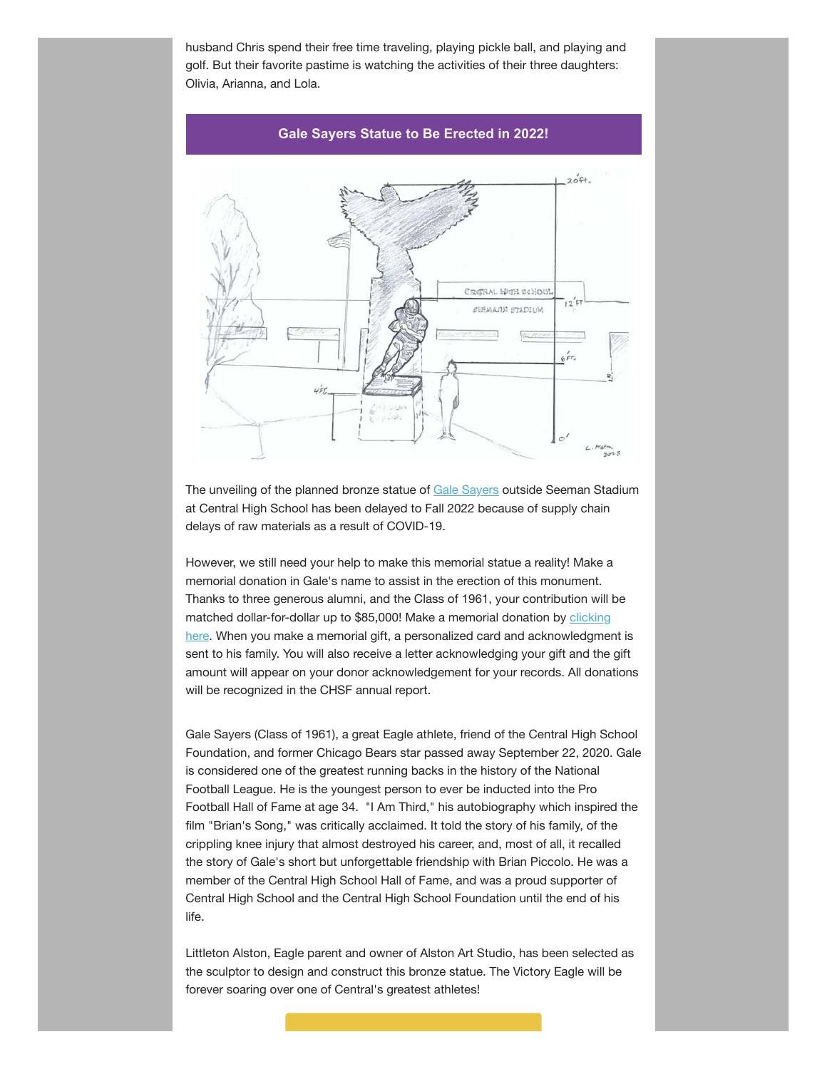husband Chris spend their free time traveling, playing pickle ball, and playing and golf. But their favorite pastime is watching the activities of their three daughters: Olivia, Arianna, and Lola.

## Gale Sayers Statue to Be Erected in 2022!

The unveiling of the planned bronze statue of Gale Sayers outside Seeman Stadium at Central High School has been delayed to Fall 2022 because of supply chain delays of raw materials as a result of COVID-19.

However, we still need your help to make this memorial statue a reality! Make a memorial donation in Gale's name to assist in the erection of this monument. Thanks to three generous alumni, and the Class of 1961, your contribution will be matched dollar-for-dollar up to $85,000! Make a memorial donation by clicking here. When you make a memorial gift, a personalized card and acknowledgment is sent to his family. You will also receive a letter acknowledging your gift and the gift amount will appear on your donor acknowledgement for your records. All donations will be recognized in the CHSF annual report.

Gale Sayers (Class of 1961), a great Eagle athlete, friend of the Central High School Foundation, and former Chicago Bears star passed away September 22, 2020. Gale is considered one of the greatest running backs in the history of the National Football League. He is the youngest person to ever be inducted into the Pro Football Hall of Fame at age 34. "I Am Third," his autobiography which inspired the film "Brian's Song," was critically acclaimed. It told the story of his family, of the crippling knee injury that almost destroyed his career, and, most of all, it recalled the story of Gale's short but unforgettable friendship with Brian Piccolo. He was a member of the Central High School Hall of Fame, and was a proud supporter of Central High School and the Central High School Foundation until the end of his life.

Littleton Alston, Eagle parent and owner of Alston Art Studio, has been selected as the sculptor to design and construct this bronze statue. The Victory Eagle will be forever soaring over one of Central's greatest athletes!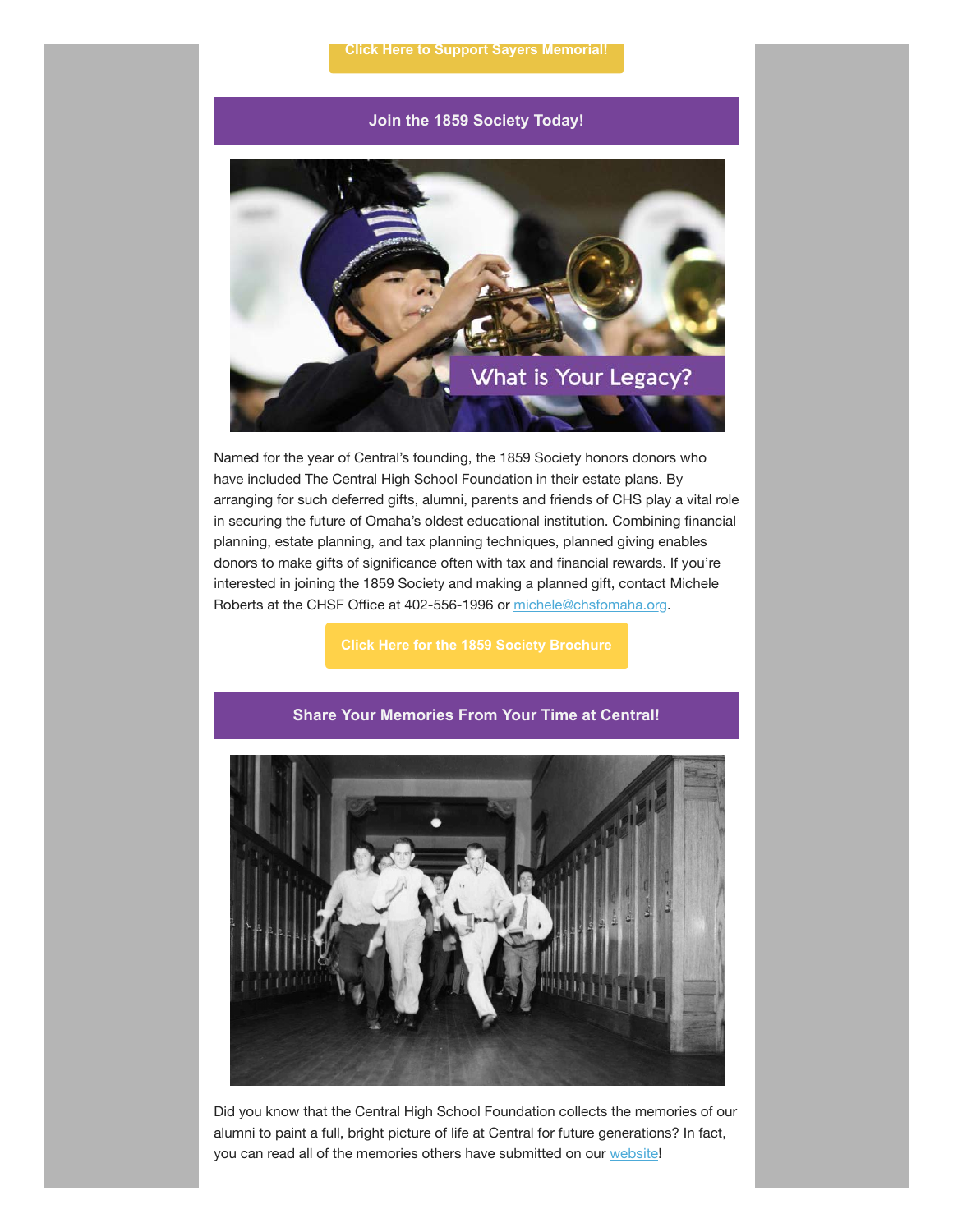Click Here to Support Sayers Memorial!

## Join the 1859 Society Today!

Named for the year of Central's founding, the 1859 Society honors donors who have included The Central High School Foundation in their estate plans. By arranging for such deferred gifts, alumni, parents and friends of CHS play a vital role in securing the future of Omaha's oldest educational institution. Combining financial planning, estate planning, and tax planning techniques, planned giving enables donors to make gifts of significance often with tax and financial rewards. If you're interested in joining the 1859 Society and making a planned gift, contact Michele Roberts at the CHSF Office at 402-556-1996 or michele@chsfomaha.org.

Click Here for the 1859 Society Brochure

## Share Your Memories From Your Time at Central!

Did you know that the Central High School Foundation collects the memories of our alumni to paint a full, bright picture of life at Central for future generations? In fact, you can read all of the memories others have submitted on our website!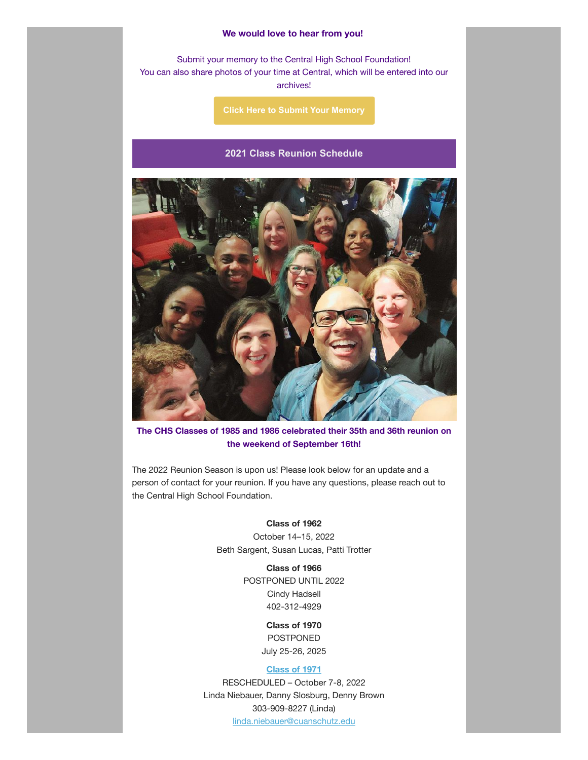**We would love to hear from you!**

Submit your memory to the Central High School Foundation!
You can also share photos of your time at Central, which will be entered into our archives!

**Click Here to Submit Your Memory**

## 2021 Class Reunion Schedule

**The CHS Classes of 1985 and 1986 celebrated their 35th and 36th reunion on the weekend of September 16th!**

The 2022 Reunion Season is upon us! Please look below for an update and a person of contact for your reunion. If you have any questions, please reach out to the Central High School Foundation.

**Class of 1962**
October 14–15, 2022
Beth Sargent, Susan Lucas, Patti Trotter

**Class of 1966**
POSTPONED UNTIL 2022
Cindy Hadsell
402-312-4929

**Class of 1970**
POSTPONED
July 25-26, 2025

**Class of 1971**
RESCHEDULED – October 7-8, 2022
Linda Niebauer, Danny Slosburg, Denny Brown
303-909-8227 (Linda)
linda.niebauer@cuanschutz.edu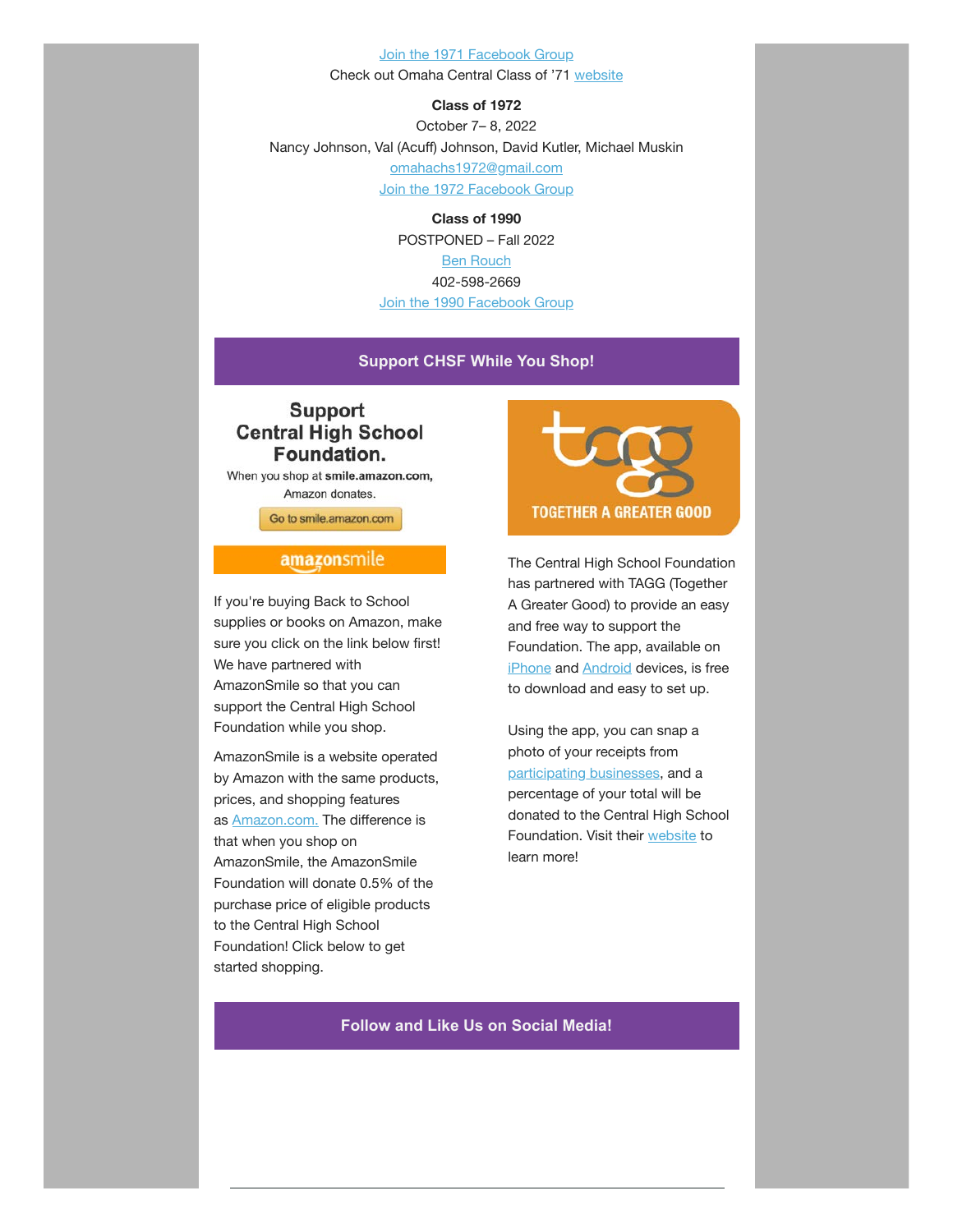Join the 1971 Facebook Group

Check out Omaha Central Class of '71 website

**Class of 1972**

October 7– 8, 2022

Nancy Johnson, Val (Acuff) Johnson, David Kutler, Michael Muskin

omahachs1972@gmail.com

Join the 1972 Facebook Group

**Class of 1990**

POSTPONED – Fall 2022

Ben Rouch

402-598-2669

Join the 1990 Facebook Group

## Support CHSF While You Shop!

**Support Central High School Foundation.**

When you shop at **smile.amazon.com,** Amazon donates.

Go to smile.amazon.com

amazonsmile

If you're buying Back to School supplies or books on Amazon, make sure you click on the link below first! We have partnered with AmazonSmile so that you can support the Central High School Foundation while you shop.

AmazonSmile is a website operated by Amazon with the same products, prices, and shopping features as Amazon.com. The difference is that when you shop on AmazonSmile, the AmazonSmile Foundation will donate 0.5% of the purchase price of eligible products to the Central High School Foundation! Click below to get started shopping.

tagg

TOGETHER A GREATER GOOD

The Central High School Foundation has partnered with TAGG (Together A Greater Good) to provide an easy and free way to support the Foundation. The app, available on iPhone and Android devices, is free to download and easy to set up.

Using the app, you can snap a photo of your receipts from participating businesses, and a percentage of your total will be donated to the Central High School Foundation. Visit their website to learn more!

## Follow and Like Us on Social Media!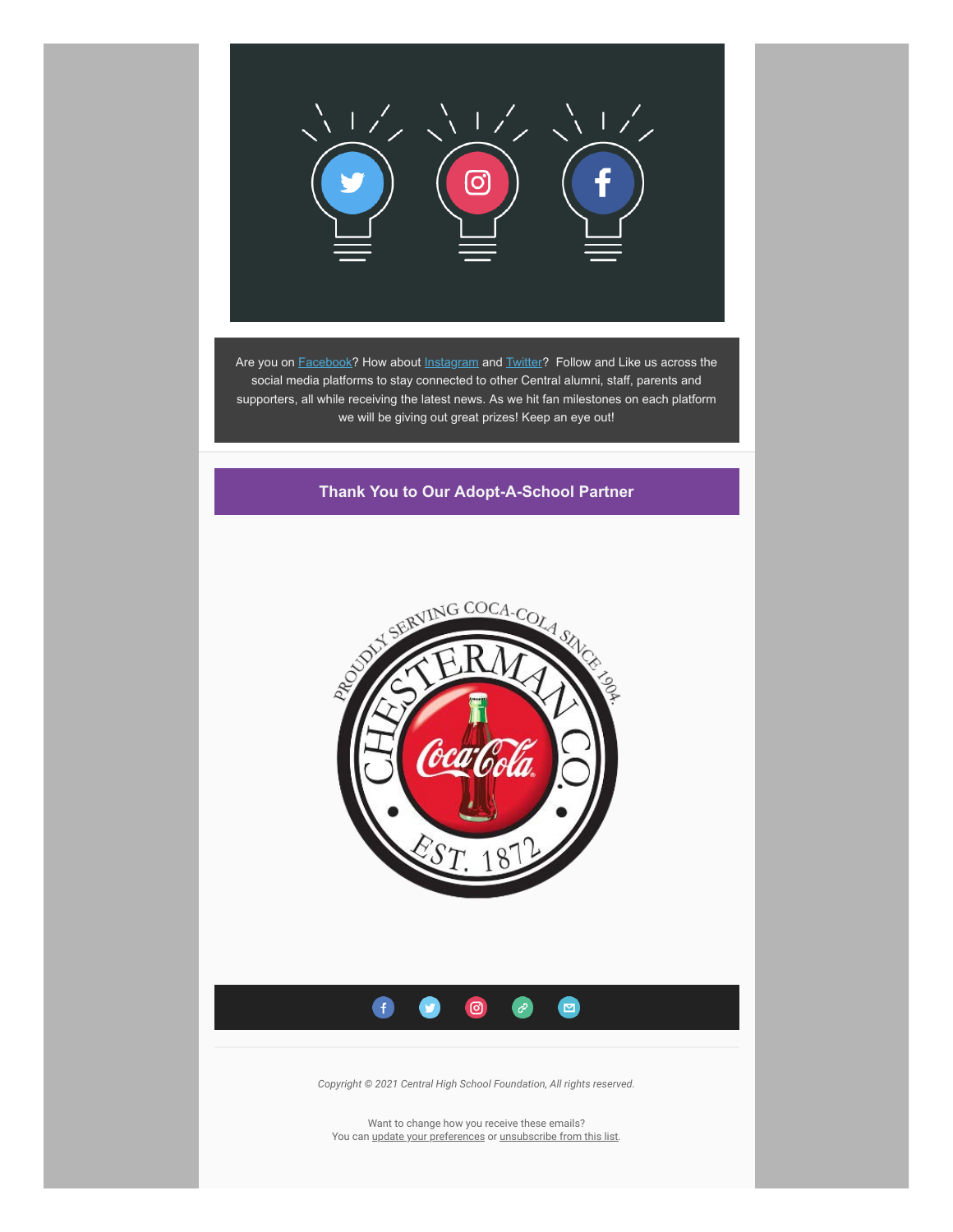Are you on Facebook? How about Instagram and Twitter? Follow and Like us across the social media platforms to stay connected to other Central alumni, staff, parents and supporters, all while receiving the latest news. As we hit fan milestones on each platform we will be giving out great prizes! Keep an eye out!

## Thank You to Our Adopt-A-School Partner

PROUDLY SERVING COCA-COLA SINCE 1904.

CHESTERMAN CO.

Coca-Cola

EST. 1872

*Copyright © 2021 Central High School Foundation, All rights reserved.*

Want to change how you receive these emails?
You can update your preferences or unsubscribe from this list.